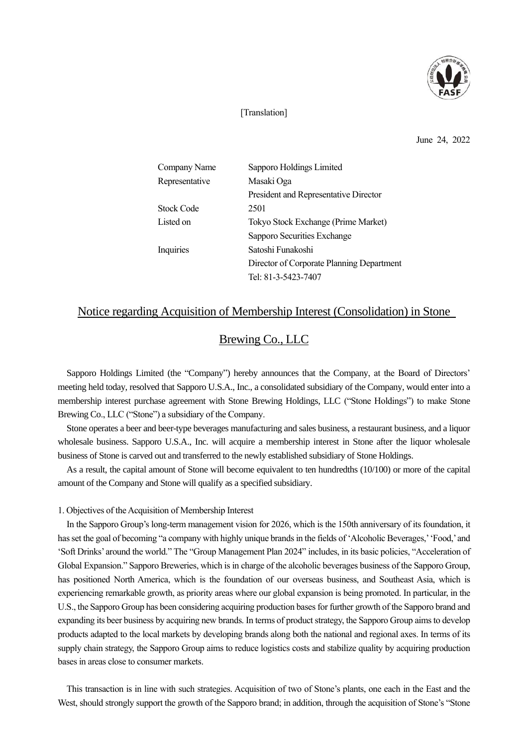[Translation]

June 24, 2022

| | |
|---|---|
| Company Name | Sapporo Holdings Limited |
| Representative | Masaki Oga |
| | President and Representative Director |
| Stock Code | 2501 |
| Listed on | Tokyo Stock Exchange (Prime Market) |
| | Sapporo Securities Exchange |
| Inquiries | Satoshi Funakoshi |
| | Director of Corporate Planning Department |
| | Tel: 81-3-5423-7407 |

# Notice regarding Acquisition of Membership Interest (Consolidation) in Stone Brewing Co., LLC

Sapporo Holdings Limited (the "Company") hereby announces that the Company, at the Board of Directors' meeting held today, resolved that Sapporo U.S.A., Inc., a consolidated subsidiary of the Company, would enter into a membership interest purchase agreement with Stone Brewing Holdings, LLC ("Stone Holdings") to make Stone Brewing Co., LLC ("Stone") a subsidiary of the Company.

Stone operates a beer and beer-type beverages manufacturing and sales business, a restaurant business, and a liquor wholesale business. Sapporo U.S.A., Inc. will acquire a membership interest in Stone after the liquor wholesale business of Stone is carved out and transferred to the newly established subsidiary of Stone Holdings.

As a result, the capital amount of Stone will become equivalent to ten hundredths (10/100) or more of the capital amount of the Company and Stone will qualify as a specified subsidiary.

1. Objectives of the Acquisition of Membership Interest

In the Sapporo Group's long-term management vision for 2026, which is the 150th anniversary of its foundation, it has set the goal of becoming "a company with highly unique brands in the fields of 'Alcoholic Beverages,' 'Food,' and 'Soft Drinks' around the world." The "Group Management Plan 2024" includes, in its basic policies, "Acceleration of Global Expansion." Sapporo Breweries, which is in charge of the alcoholic beverages business of the Sapporo Group, has positioned North America, which is the foundation of our overseas business, and Southeast Asia, which is experiencing remarkable growth, as priority areas where our global expansion is being promoted. In particular, in the U.S., the Sapporo Group has been considering acquiring production bases for further growth of the Sapporo brand and expanding its beer business by acquiring new brands. In terms of product strategy, the Sapporo Group aims to develop products adapted to the local markets by developing brands along both the national and regional axes. In terms of its supply chain strategy, the Sapporo Group aims to reduce logistics costs and stabilize quality by acquiring production bases in areas close to consumer markets.

This transaction is in line with such strategies. Acquisition of two of Stone's plants, one each in the East and the West, should strongly support the growth of the Sapporo brand; in addition, through the acquisition of Stone's "Stone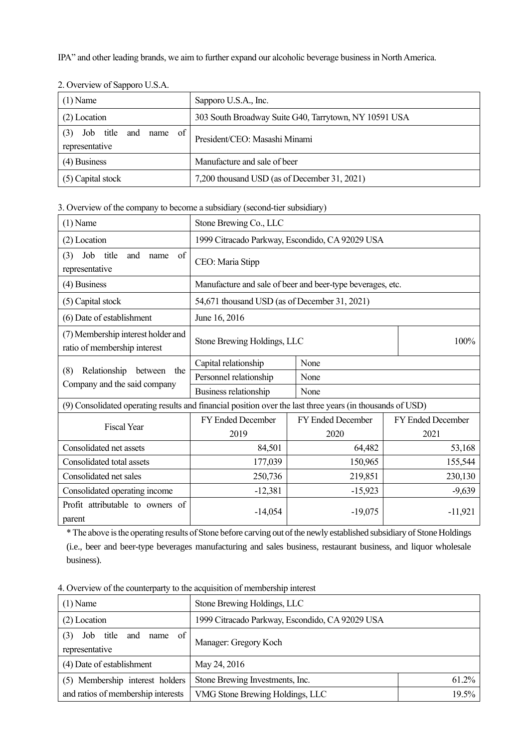IPA" and other leading brands, we aim to further expand our alcoholic beverage business in North America.

2. Overview of Sapporo U.S.A.

| (1) Name | Sapporo U.S.A., Inc. |
|---|---|
| (2) Location | 303 South Broadway Suite G40, Tarrytown, NY 10591 USA |
| (3) Job title and name of representative | President/CEO: Masashi Minami |
| (4) Business | Manufacture and sale of beer |
| (5) Capital stock | 7,200 thousand USD (as of December 31, 2021) |

3. Overview of the company to become a subsidiary (second-tier subsidiary)

| (1) Name | Stone Brewing Co., LLC | | |
|---|---|---|---|
| (2) Location | 1999 Citracado Parkway, Escondido, CA 92029 USA | | |
| (3) Job title and name of representative | CEO: Maria Stipp | | |
| (4) Business | Manufacture and sale of beer and beer-type beverages, etc. | | |
| (5) Capital stock | 54,671 thousand USD (as of December 31, 2021) | | |
| (6) Date of establishment | June 16, 2016 | | |
| (7) Membership interest holder and ratio of membership interest | Stone Brewing Holdings, LLC | | 100% |
| (8) Relationship between the Company and the said company | Capital relationship | None | |
| | Personnel relationship | None | |
| | Business relationship | None | |
| (9) Consolidated operating results and financial position over the last three years (in thousands of USD) | | | |
| Fiscal Year | FY Ended December 2019 | FY Ended December 2020 | FY Ended December 2021 |
| Consolidated net assets | 84,501 | 64,482 | 53,168 |
| Consolidated total assets | 177,039 | 150,965 | 155,544 |
| Consolidated net sales | 250,736 | 219,851 | 230,130 |
| Consolidated operating income | -12,381 | -15,923 | -9,639 |
| Profit attributable to owners of parent | -14,054 | -19,075 | -11,921 |

* The above is the operating results of Stone before carving out of the newly established subsidiary of Stone Holdings (i.e., beer and beer-type beverages manufacturing and sales business, restaurant business, and liquor wholesale business).

4. Overview of the counterparty to the acquisition of membership interest

| (1) Name | Stone Brewing Holdings, LLC | |
|---|---|---|
| (2) Location | 1999 Citracado Parkway, Escondido, CA 92029 USA | |
| (3) Job title and name of representative | Manager: Gregory Koch | |
| (4) Date of establishment | May 24, 2016 | |
| (5) Membership interest holders and ratios of membership interests | Stone Brewing Investments, Inc. | 61.2% |
| | VMG Stone Brewing Holdings, LLC | 19.5% |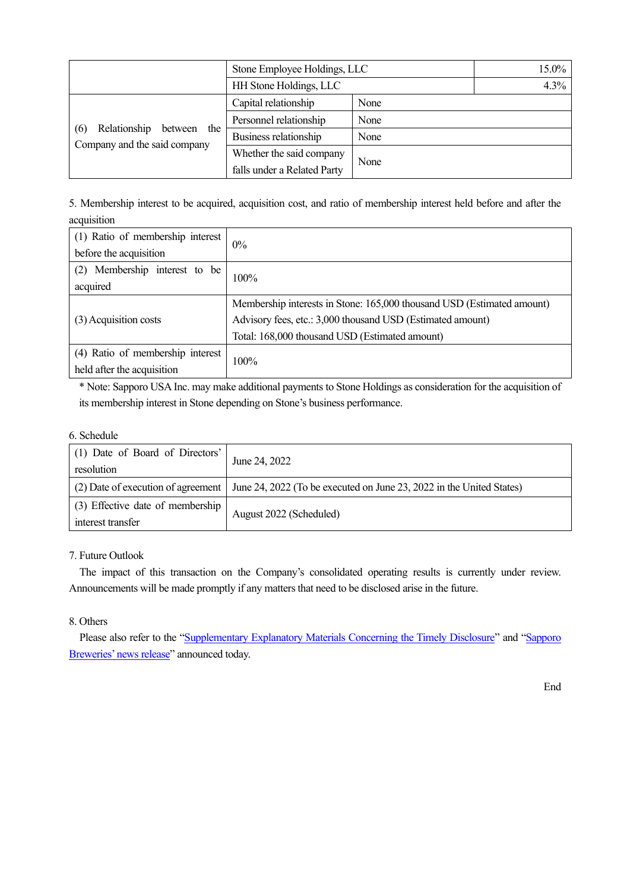| | | | |
|---|---|---|---|
| | Stone Employee Holdings, LLC | | 15.0% |
| | HH Stone Holdings, LLC | | 4.3% |
| (6) Relationship between the Company and the said company | Capital relationship | None | |
| | Personnel relationship | None | |
| | Business relationship | None | |
| | Whether the said company falls under a Related Party | None | |

5. Membership interest to be acquired, acquisition cost, and ratio of membership interest held before and after the acquisition

| | |
|---|---|
| (1) Ratio of membership interest before the acquisition | 0% |
| (2) Membership interest to be acquired | 100% |
| (3) Acquisition costs | Membership interests in Stone: 165,000 thousand USD (Estimated amount)<br>Advisory fees, etc.: 3,000 thousand USD (Estimated amount)<br>Total: 168,000 thousand USD (Estimated amount) |
| (4) Ratio of membership interest held after the acquisition | 100% |

\* Note: Sapporo USA Inc. may make additional payments to Stone Holdings as consideration for the acquisition of its membership interest in Stone depending on Stone's business performance.

6. Schedule

| | |
|---|---|
| (1) Date of Board of Directors' resolution | June 24, 2022 |
| (2) Date of execution of agreement | June 24, 2022 (To be executed on June 23, 2022 in the United States) |
| (3) Effective date of membership interest transfer | August 2022 (Scheduled) |

7. Future Outlook

The impact of this transaction on the Company's consolidated operating results is currently under review. Announcements will be made promptly if any matters that need to be disclosed arise in the future.

8. Others

Please also refer to the "Supplementary Explanatory Materials Concerning the Timely Disclosure" and "Sapporo Breweries' news release" announced today.

End